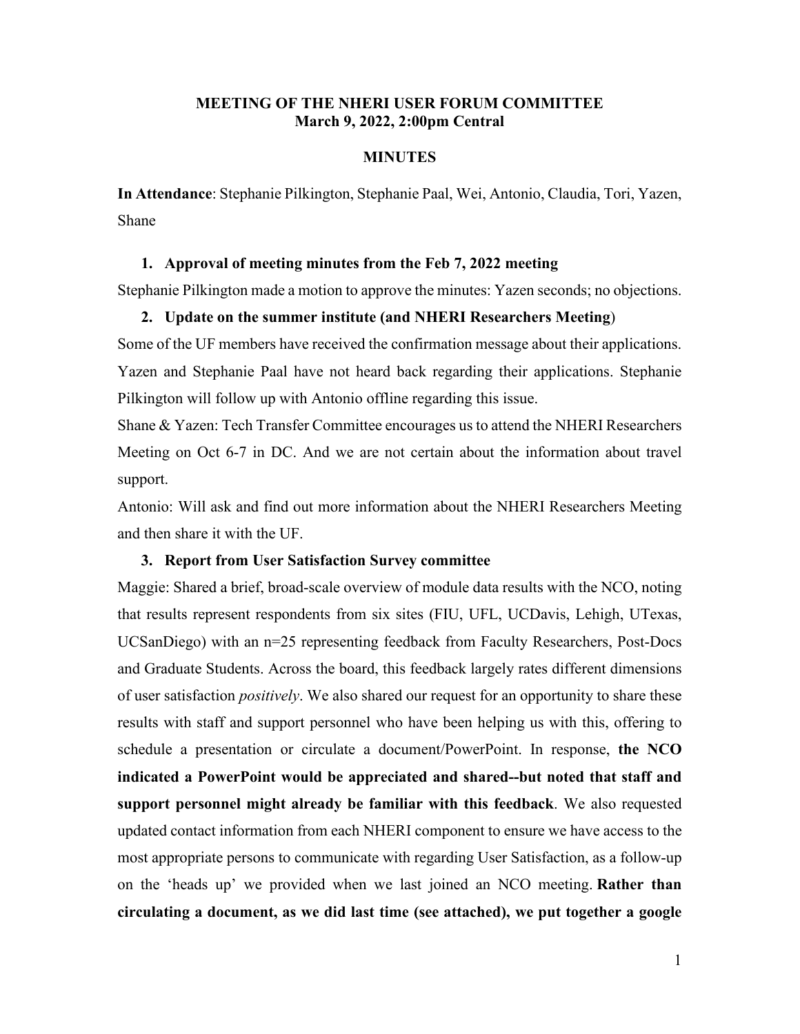**MEETING OF THE NHERI USER FORUM COMMITTEE**
**March 9, 2022, 2:00pm Central**

**MINUTES**

**In Attendance**: Stephanie Pilkington, Stephanie Paal, Wei, Antonio, Claudia, Tori, Yazen, Shane

1. **Approval of meeting minutes from the Feb 7, 2022 meeting**

Stephanie Pilkington made a motion to approve the minutes: Yazen seconds; no objections.

2. **Update on the summer institute (and NHERI Researchers Meeting)**

Some of the UF members have received the confirmation message about their applications. Yazen and Stephanie Paal have not heard back regarding their applications. Stephanie Pilkington will follow up with Antonio offline regarding this issue.

Shane & Yazen: Tech Transfer Committee encourages us to attend the NHERI Researchers Meeting on Oct 6-7 in DC. And we are not certain about the information about travel support.

Antonio: Will ask and find out more information about the NHERI Researchers Meeting and then share it with the UF.

3. **Report from User Satisfaction Survey committee**

Maggie: Shared a brief, broad-scale overview of module data results with the NCO, noting that results represent respondents from six sites (FIU, UFL, UCDavis, Lehigh, UTexas, UCSanDiego) with an n=25 representing feedback from Faculty Researchers, Post-Docs and Graduate Students. Across the board, this feedback largely rates different dimensions of user satisfaction *positively*. We also shared our request for an opportunity to share these results with staff and support personnel who have been helping us with this, offering to schedule a presentation or circulate a document/PowerPoint. In response, **the NCO indicated a PowerPoint would be appreciated and shared--but noted that staff and support personnel might already be familiar with this feedback**. We also requested updated contact information from each NHERI component to ensure we have access to the most appropriate persons to communicate with regarding User Satisfaction, as a follow-up on the 'heads up' we provided when we last joined an NCO meeting. **Rather than circulating a document, as we did last time (see attached), we put together a google**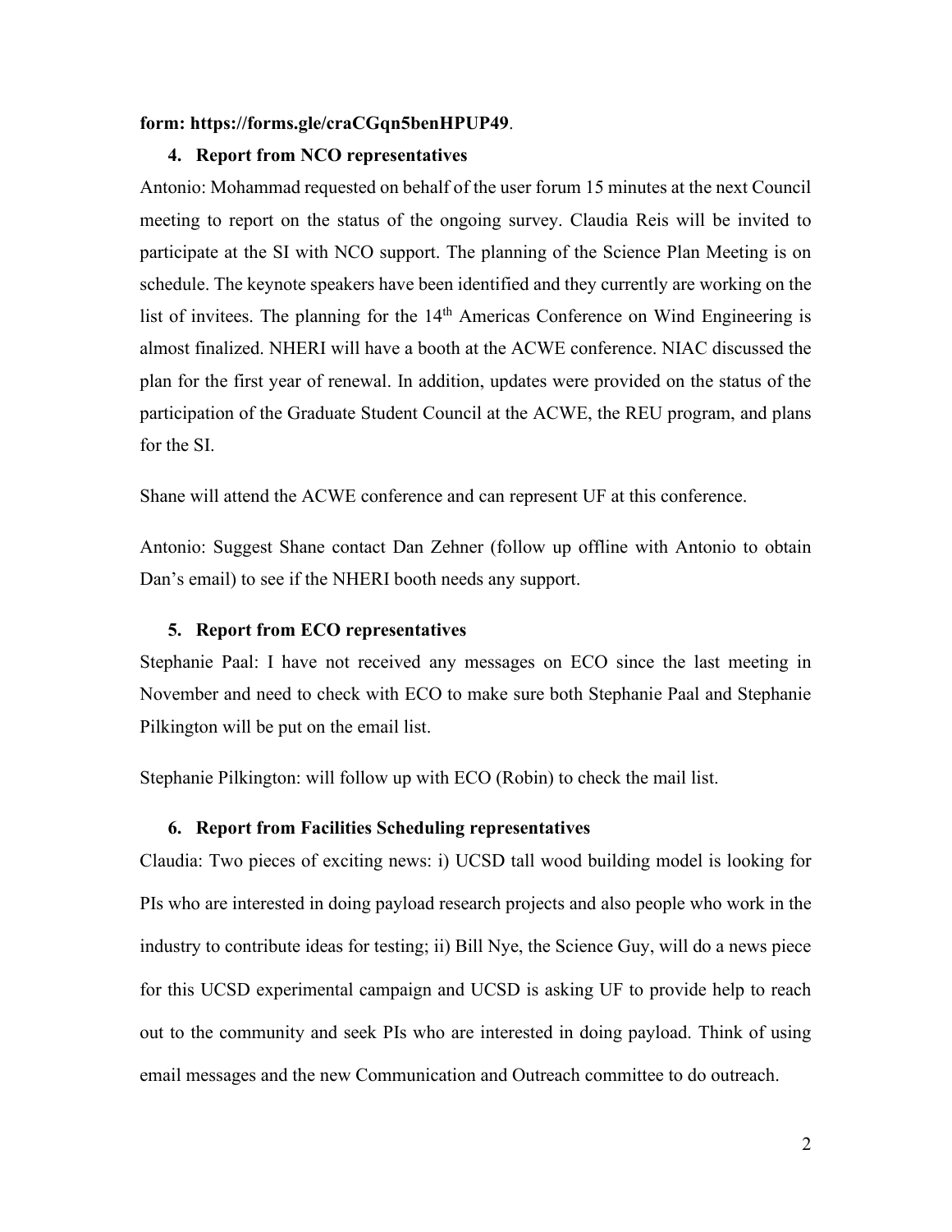**form: https://forms.gle/craCGqn5benHPUP49**.

### 4. Report from NCO representatives

Antonio: Mohammad requested on behalf of the user forum 15 minutes at the next Council meeting to report on the status of the ongoing survey. Claudia Reis will be invited to participate at the SI with NCO support. The planning of the Science Plan Meeting is on schedule. The keynote speakers have been identified and they currently are working on the list of invitees. The planning for the 14th Americas Conference on Wind Engineering is almost finalized. NHERI will have a booth at the ACWE conference. NIAC discussed the plan for the first year of renewal. In addition, updates were provided on the status of the participation of the Graduate Student Council at the ACWE, the REU program, and plans for the SI.

Shane will attend the ACWE conference and can represent UF at this conference.

Antonio: Suggest Shane contact Dan Zehner (follow up offline with Antonio to obtain Dan's email) to see if the NHERI booth needs any support.

### 5. Report from ECO representatives

Stephanie Paal: I have not received any messages on ECO since the last meeting in November and need to check with ECO to make sure both Stephanie Paal and Stephanie Pilkington will be put on the email list.

Stephanie Pilkington: will follow up with ECO (Robin) to check the mail list.

### 6. Report from Facilities Scheduling representatives

Claudia: Two pieces of exciting news: i) UCSD tall wood building model is looking for PIs who are interested in doing payload research projects and also people who work in the industry to contribute ideas for testing; ii) Bill Nye, the Science Guy, will do a news piece for this UCSD experimental campaign and UCSD is asking UF to provide help to reach out to the community and seek PIs who are interested in doing payload. Think of using email messages and the new Communication and Outreach committee to do outreach.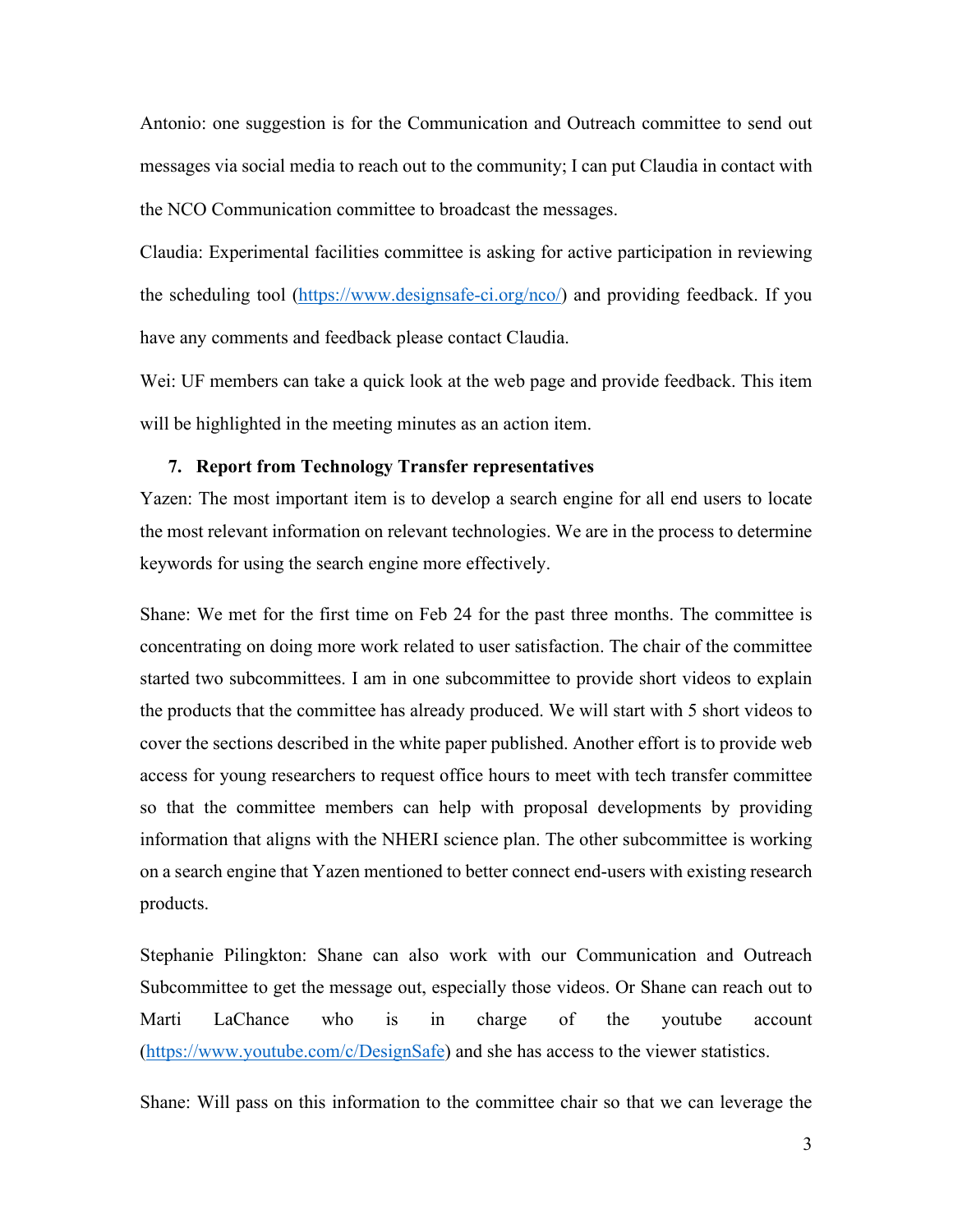Antonio: one suggestion is for the Communication and Outreach committee to send out messages via social media to reach out to the community; I can put Claudia in contact with the NCO Communication committee to broadcast the messages.

Claudia: Experimental facilities committee is asking for active participation in reviewing the scheduling tool (https://www.designsafe-ci.org/nco/) and providing feedback. If you have any comments and feedback please contact Claudia.

Wei: UF members can take a quick look at the web page and provide feedback. This item will be highlighted in the meeting minutes as an action item.

## 7. Report from Technology Transfer representatives

Yazen: The most important item is to develop a search engine for all end users to locate the most relevant information on relevant technologies. We are in the process to determine keywords for using the search engine more effectively.

Shane: We met for the first time on Feb 24 for the past three months. The committee is concentrating on doing more work related to user satisfaction. The chair of the committee started two subcommittees. I am in one subcommittee to provide short videos to explain the products that the committee has already produced. We will start with 5 short videos to cover the sections described in the white paper published. Another effort is to provide web access for young researchers to request office hours to meet with tech transfer committee so that the committee members can help with proposal developments by providing information that aligns with the NHERI science plan. The other subcommittee is working on a search engine that Yazen mentioned to better connect end-users with existing research products.

Stephanie Pilingkton: Shane can also work with our Communication and Outreach Subcommittee to get the message out, especially those videos. Or Shane can reach out to Marti LaChance who is in charge of the youtube account (https://www.youtube.com/c/DesignSafe) and she has access to the viewer statistics.

Shane: Will pass on this information to the committee chair so that we can leverage the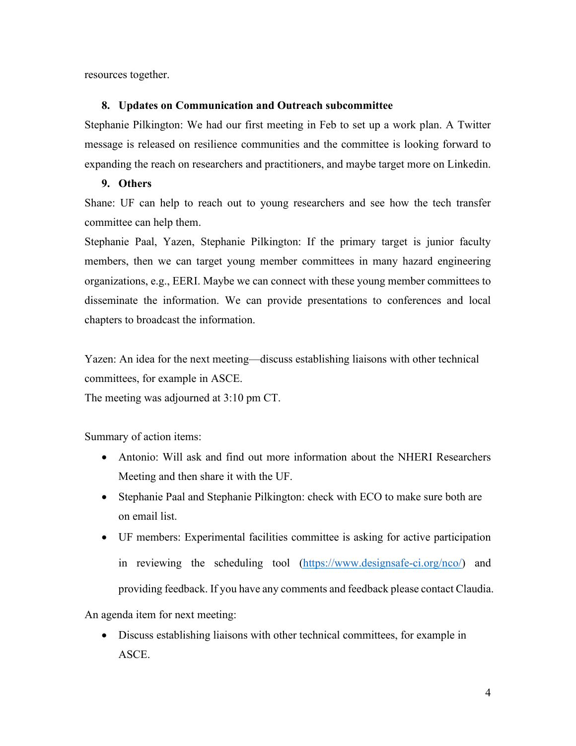resources together.

8. **Updates on Communication and Outreach subcommittee**

Stephanie Pilkington: We had our first meeting in Feb to set up a work plan. A Twitter message is released on resilience communities and the committee is looking forward to expanding the reach on researchers and practitioners, and maybe target more on Linkedin.

9. **Others**

Shane: UF can help to reach out to young researchers and see how the tech transfer committee can help them.

Stephanie Paal, Yazen, Stephanie Pilkington: If the primary target is junior faculty members, then we can target young member committees in many hazard engineering organizations, e.g., EERI. Maybe we can connect with these young member committees to disseminate the information. We can provide presentations to conferences and local chapters to broadcast the information.

Yazen: An idea for the next meeting—discuss establishing liaisons with other technical committees, for example in ASCE.

The meeting was adjourned at 3:10 pm CT.

Summary of action items:

- Antonio: Will ask and find out more information about the NHERI Researchers Meeting and then share it with the UF.
- Stephanie Paal and Stephanie Pilkington: check with ECO to make sure both are on email list.
- UF members: Experimental facilities committee is asking for active participation in reviewing the scheduling tool ([https://www.designsafe-ci.org/nco/](https://www.designsafe-ci.org/nco/)) and providing feedback. If you have any comments and feedback please contact Claudia.

An agenda item for next meeting:

- Discuss establishing liaisons with other technical committees, for example in ASCE.